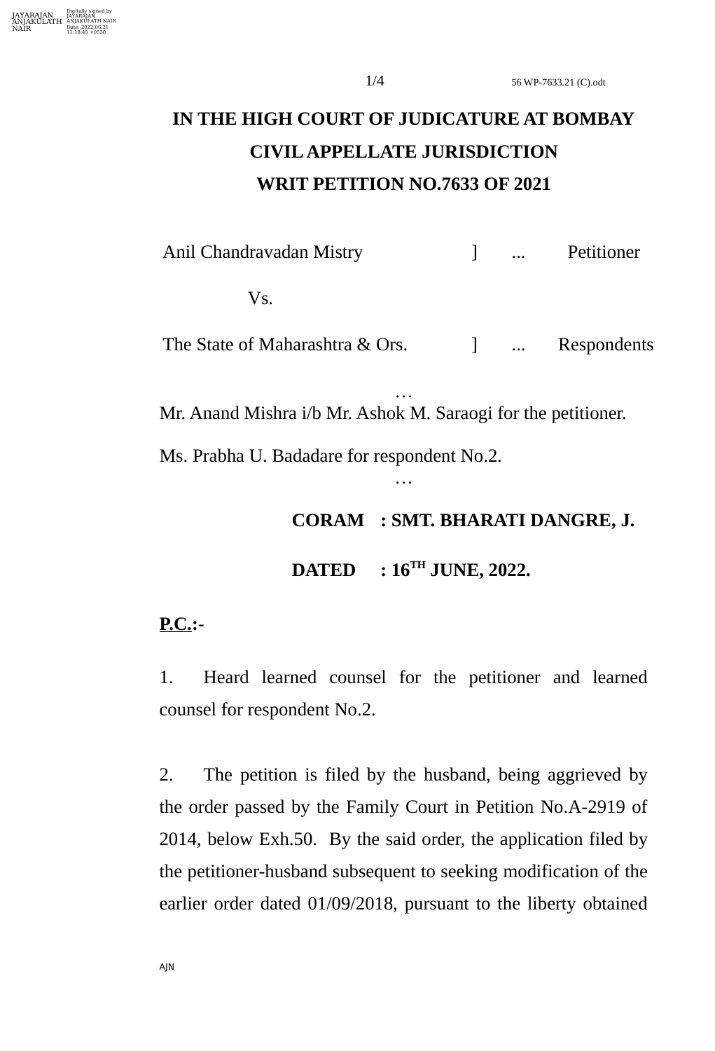# IN THE HIGH COURT OF JUDICATURE AT BOMBAY

## CIVIL APPELLATE JURISDICTION

## WRIT PETITION NO.7633 OF 2021

Anil Chandravadan Mistry ] ... Petitioner

Vs.

The State of Maharashtra & Ors. ] ... Respondents

…

Mr. Anand Mishra i/b Mr. Ashok M. Saraogi for the petitioner.

Ms. Prabha U. Badadare for respondent No.2.

…

**CORAM : SMT. BHARATI DANGRE, J.**

**DATED : 16TH JUNE, 2022.**

**P.C.:-**

1. Heard learned counsel for the petitioner and learned counsel for respondent No.2.

2. The petition is filed by the husband, being aggrieved by the order passed by the Family Court in Petition No.A-2919 of 2014, below Exh.50. By the said order, the application filed by the petitioner-husband subsequent to seeking modification of the earlier order dated 01/09/2018, pursuant to the liberty obtained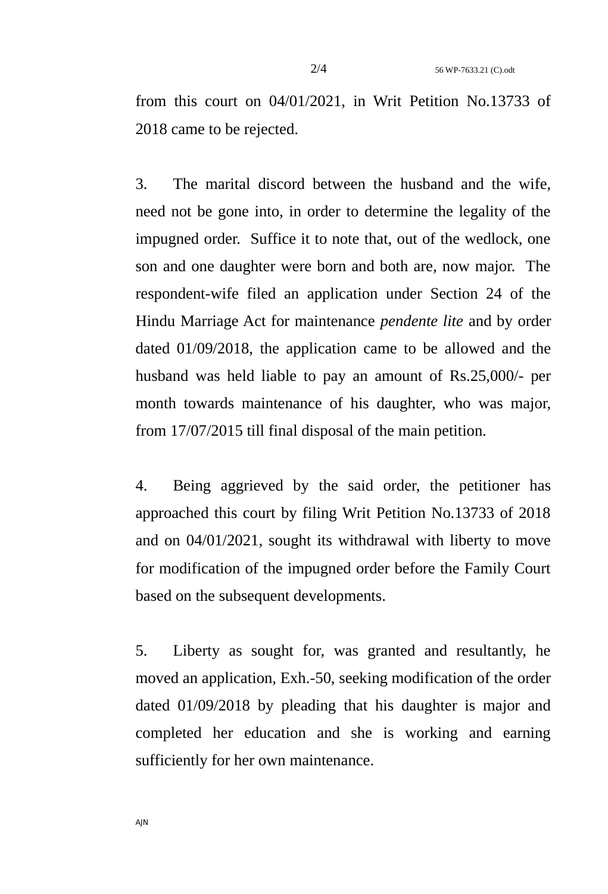from this court on 04/01/2021, in Writ Petition No.13733 of 2018 came to be rejected.

3. The marital discord between the husband and the wife, need not be gone into, in order to determine the legality of the impugned order. Suffice it to note that, out of the wedlock, one son and one daughter were born and both are, now major. The respondent-wife filed an application under Section 24 of the Hindu Marriage Act for maintenance *pendente lite* and by order dated 01/09/2018, the application came to be allowed and the husband was held liable to pay an amount of Rs.25,000/- per month towards maintenance of his daughter, who was major, from 17/07/2015 till final disposal of the main petition.

4. Being aggrieved by the said order, the petitioner has approached this court by filing Writ Petition No.13733 of 2018 and on 04/01/2021, sought its withdrawal with liberty to move for modification of the impugned order before the Family Court based on the subsequent developments.

5. Liberty as sought for, was granted and resultantly, he moved an application, Exh.-50, seeking modification of the order dated 01/09/2018 by pleading that his daughter is major and completed her education and she is working and earning sufficiently for her own maintenance.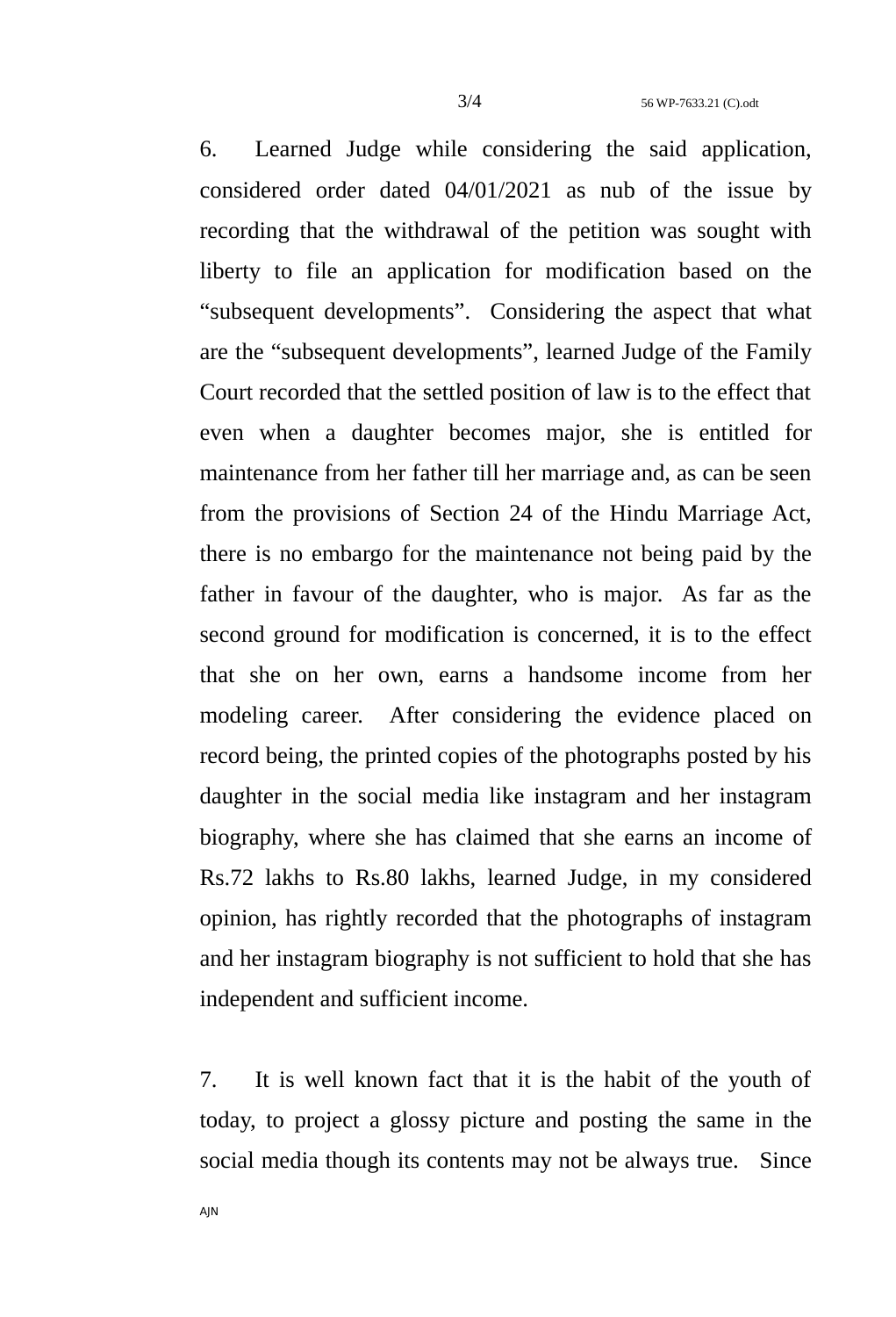6. Learned Judge while considering the said application, considered order dated 04/01/2021 as nub of the issue by recording that the withdrawal of the petition was sought with liberty to file an application for modification based on the "subsequent developments". Considering the aspect that what are the "subsequent developments", learned Judge of the Family Court recorded that the settled position of law is to the effect that even when a daughter becomes major, she is entitled for maintenance from her father till her marriage and, as can be seen from the provisions of Section 24 of the Hindu Marriage Act, there is no embargo for the maintenance not being paid by the father in favour of the daughter, who is major. As far as the second ground for modification is concerned, it is to the effect that she on her own, earns a handsome income from her modeling career. After considering the evidence placed on record being, the printed copies of the photographs posted by his daughter in the social media like instagram and her instagram biography, where she has claimed that she earns an income of Rs.72 lakhs to Rs.80 lakhs, learned Judge, in my considered opinion, has rightly recorded that the photographs of instagram and her instagram biography is not sufficient to hold that she has independent and sufficient income.

7. It is well known fact that it is the habit of the youth of today, to project a glossy picture and posting the same in the social media though its contents may not be always true. Since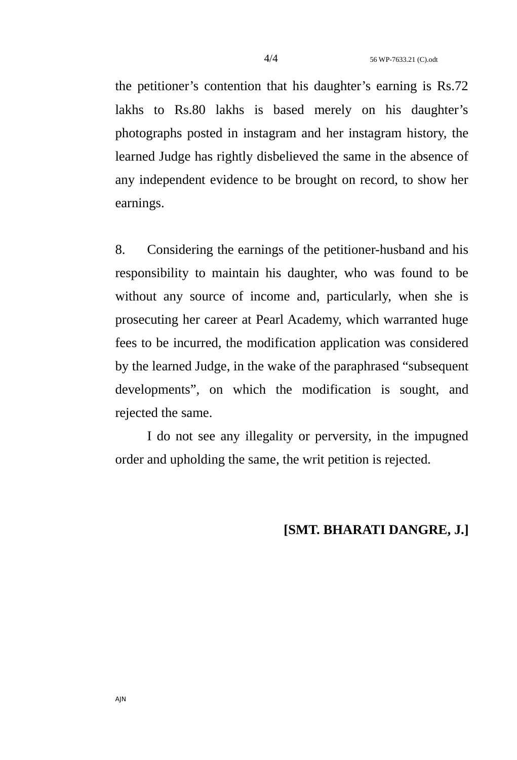the petitioner's contention that his daughter's earning is Rs.72 lakhs to Rs.80 lakhs is based merely on his daughter's photographs posted in instagram and her instagram history, the learned Judge has rightly disbelieved the same in the absence of any independent evidence to be brought on record, to show her earnings.

8. Considering the earnings of the petitioner-husband and his responsibility to maintain his daughter, who was found to be without any source of income and, particularly, when she is prosecuting her career at Pearl Academy, which warranted huge fees to be incurred, the modification application was considered by the learned Judge, in the wake of the paraphrased "subsequent developments", on which the modification is sought, and rejected the same.

I do not see any illegality or perversity, in the impugned order and upholding the same, the writ petition is rejected.

**[SMT. BHARATI DANGRE, J.]**

AJN